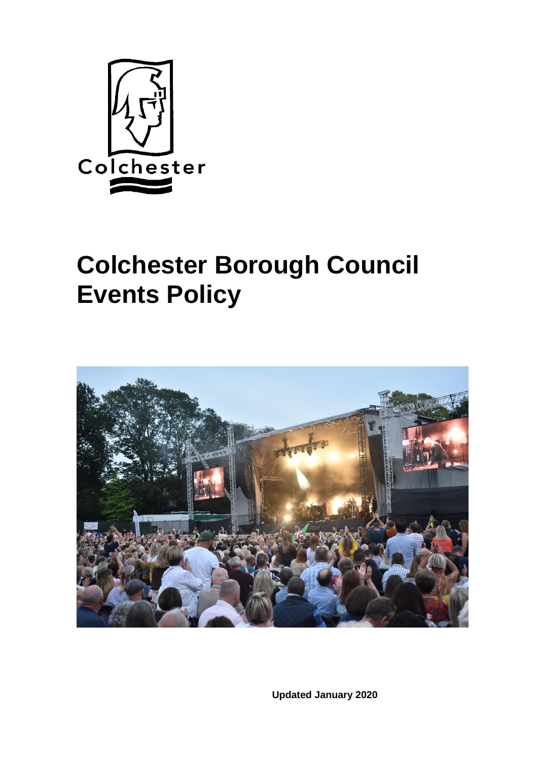Colchester

# Colchester Borough Council Events Policy

**Updated January 2020**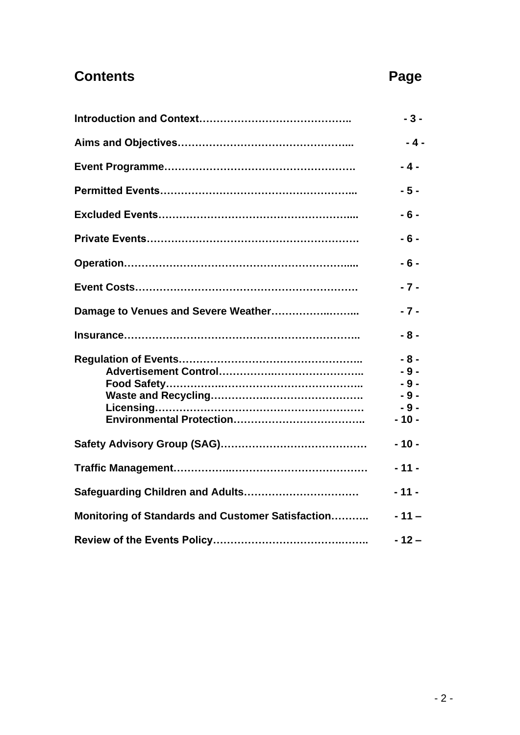## Contents

| Contents | Page |
|---|---|
| **Introduction and Context** | - 3 - |
| **Aims and Objectives** | - 4 - |
| **Event Programme** | - 4 - |
| **Permitted Events** | - 5 - |
| **Excluded Events** | - 6 - |
| **Private Events** | - 6 - |
| **Operation** | - 6 - |
| **Event Costs** | - 7 - |
| **Damage to Venues and Severe Weather** | - 7 - |
| **Insurance** | - 8 - |
| **Regulation of Events** | - 8 - |
| &nbsp;&nbsp;&nbsp;&nbsp;**Advertisement Control** | - 9 - |
| &nbsp;&nbsp;&nbsp;&nbsp;**Food Safety** | - 9 - |
| &nbsp;&nbsp;&nbsp;&nbsp;**Waste and Recycling** | - 9 - |
| &nbsp;&nbsp;&nbsp;&nbsp;**Licensing** | - 9 - |
| &nbsp;&nbsp;&nbsp;&nbsp;**Environmental Protection** | - 10 - |
| **Safety Advisory Group (SAG)** | - 10 - |
| **Traffic Management** | - 11 - |
| **Safeguarding Children and Adults** | - 11 - |
| **Monitoring of Standards and Customer Satisfaction** | - 11 – |
| **Review of the Events Policy** | - 12 – |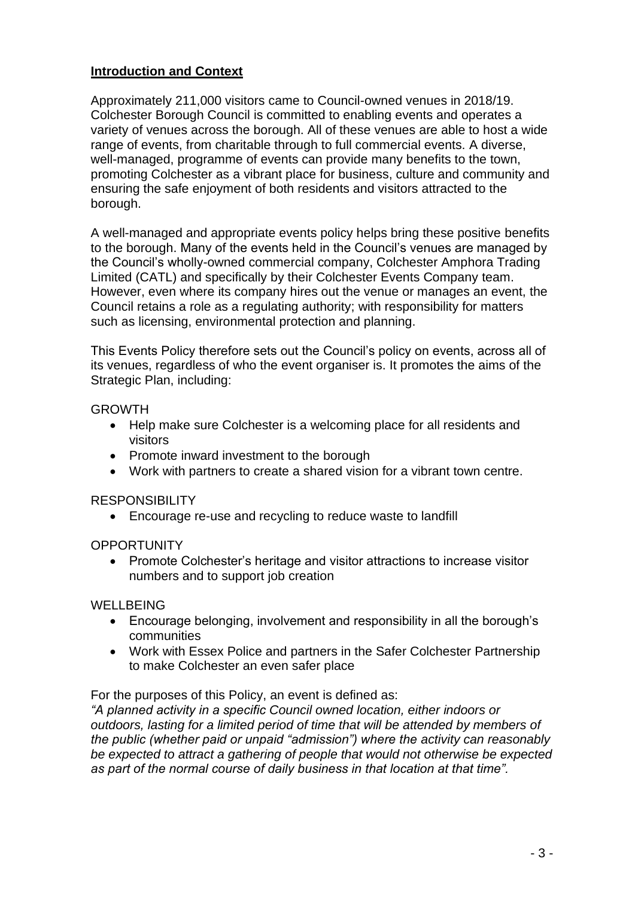## Introduction and Context

Approximately 211,000 visitors came to Council-owned venues in 2018/19. Colchester Borough Council is committed to enabling events and operates a variety of venues across the borough. All of these venues are able to host a wide range of events, from charitable through to full commercial events. A diverse, well-managed, programme of events can provide many benefits to the town, promoting Colchester as a vibrant place for business, culture and community and ensuring the safe enjoyment of both residents and visitors attracted to the borough.

A well-managed and appropriate events policy helps bring these positive benefits to the borough. Many of the events held in the Council's venues are managed by the Council's wholly-owned commercial company, Colchester Amphora Trading Limited (CATL) and specifically by their Colchester Events Company team. However, even where its company hires out the venue or manages an event, the Council retains a role as a regulating authority; with responsibility for matters such as licensing, environmental protection and planning.

This Events Policy therefore sets out the Council's policy on events, across all of its venues, regardless of who the event organiser is. It promotes the aims of the Strategic Plan, including:

GROWTH

- Help make sure Colchester is a welcoming place for all residents and visitors
- Promote inward investment to the borough
- Work with partners to create a shared vision for a vibrant town centre.

RESPONSIBILITY

- Encourage re-use and recycling to reduce waste to landfill

OPPORTUNITY

- Promote Colchester's heritage and visitor attractions to increase visitor numbers and to support job creation

WELLBEING

- Encourage belonging, involvement and responsibility in all the borough's communities
- Work with Essex Police and partners in the Safer Colchester Partnership to make Colchester an even safer place

For the purposes of this Policy, an event is defined as:

*"A planned activity in a specific Council owned location, either indoors or outdoors, lasting for a limited period of time that will be attended by members of the public (whether paid or unpaid "admission") where the activity can reasonably be expected to attract a gathering of people that would not otherwise be expected as part of the normal course of daily business in that location at that time".*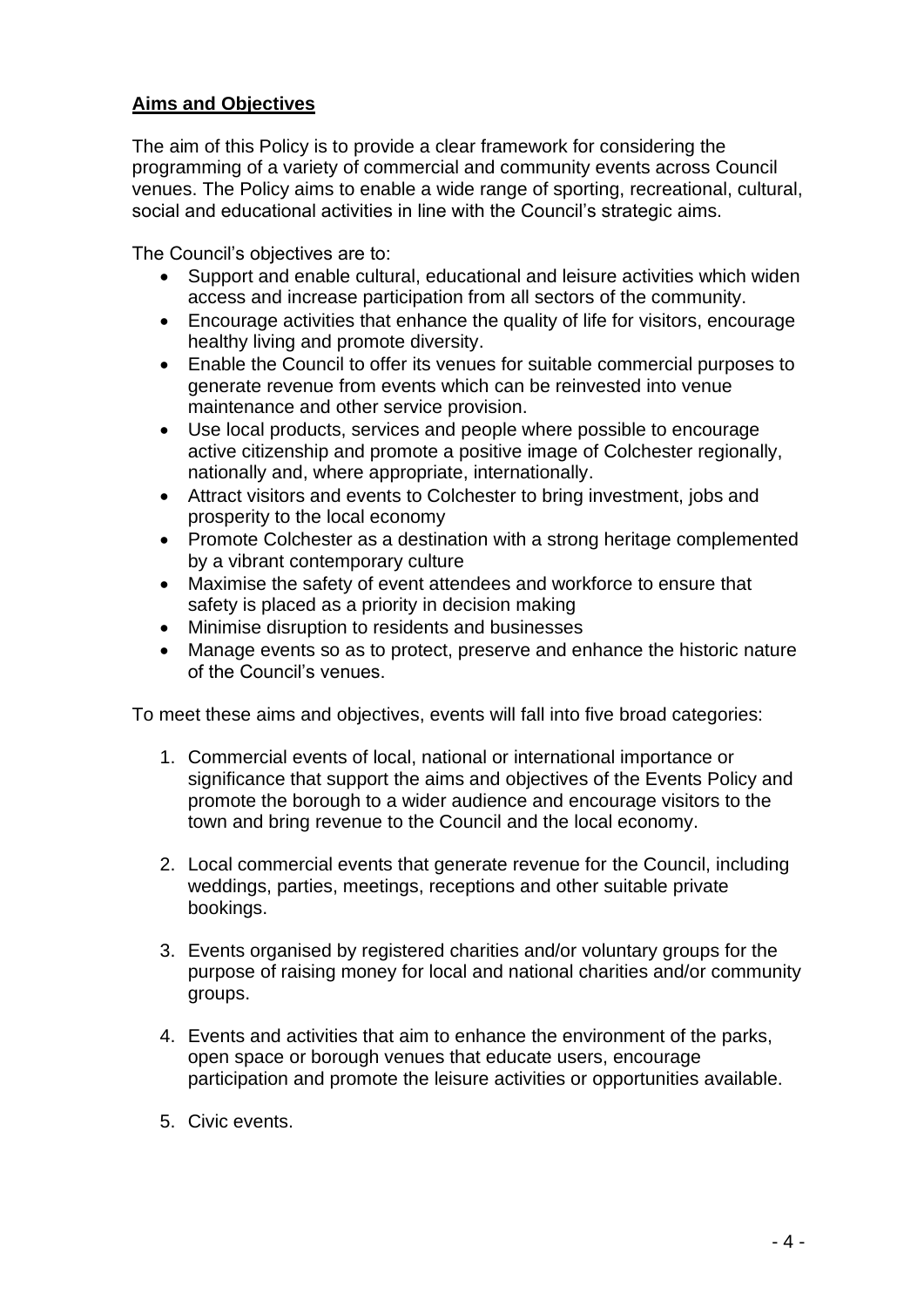## **Aims and Objectives**

The aim of this Policy is to provide a clear framework for considering the programming of a variety of commercial and community events across Council venues. The Policy aims to enable a wide range of sporting, recreational, cultural, social and educational activities in line with the Council's strategic aims.

The Council's objectives are to:

- Support and enable cultural, educational and leisure activities which widen access and increase participation from all sectors of the community.
- Encourage activities that enhance the quality of life for visitors, encourage healthy living and promote diversity.
- Enable the Council to offer its venues for suitable commercial purposes to generate revenue from events which can be reinvested into venue maintenance and other service provision.
- Use local products, services and people where possible to encourage active citizenship and promote a positive image of Colchester regionally, nationally and, where appropriate, internationally.
- Attract visitors and events to Colchester to bring investment, jobs and prosperity to the local economy
- Promote Colchester as a destination with a strong heritage complemented by a vibrant contemporary culture
- Maximise the safety of event attendees and workforce to ensure that safety is placed as a priority in decision making
- Minimise disruption to residents and businesses
- Manage events so as to protect, preserve and enhance the historic nature of the Council's venues.

To meet these aims and objectives, events will fall into five broad categories:

1. Commercial events of local, national or international importance or significance that support the aims and objectives of the Events Policy and promote the borough to a wider audience and encourage visitors to the town and bring revenue to the Council and the local economy.

2. Local commercial events that generate revenue for the Council, including weddings, parties, meetings, receptions and other suitable private bookings.

3. Events organised by registered charities and/or voluntary groups for the purpose of raising money for local and national charities and/or community groups.

4. Events and activities that aim to enhance the environment of the parks, open space or borough venues that educate users, encourage participation and promote the leisure activities or opportunities available.

5. Civic events.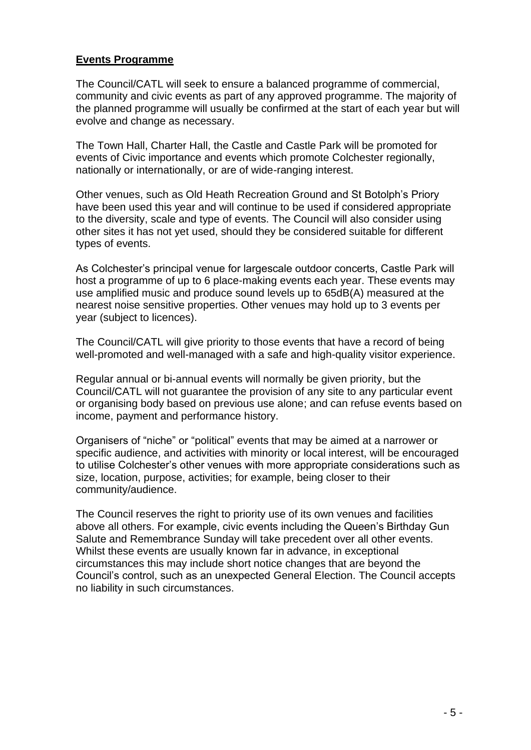## **Events Programme**

The Council/CATL will seek to ensure a balanced programme of commercial, community and civic events as part of any approved programme. The majority of the planned programme will usually be confirmed at the start of each year but will evolve and change as necessary.

The Town Hall, Charter Hall, the Castle and Castle Park will be promoted for events of Civic importance and events which promote Colchester regionally, nationally or internationally, or are of wide-ranging interest.

Other venues, such as Old Heath Recreation Ground and St Botolph's Priory have been used this year and will continue to be used if considered appropriate to the diversity, scale and type of events. The Council will also consider using other sites it has not yet used, should they be considered suitable for different types of events.

As Colchester's principal venue for largescale outdoor concerts, Castle Park will host a programme of up to 6 place-making events each year. These events may use amplified music and produce sound levels up to 65dB(A) measured at the nearest noise sensitive properties. Other venues may hold up to 3 events per year (subject to licences).

The Council/CATL will give priority to those events that have a record of being well-promoted and well-managed with a safe and high-quality visitor experience.

Regular annual or bi-annual events will normally be given priority, but the Council/CATL will not guarantee the provision of any site to any particular event or organising body based on previous use alone; and can refuse events based on income, payment and performance history.

Organisers of "niche" or "political" events that may be aimed at a narrower or specific audience, and activities with minority or local interest, will be encouraged to utilise Colchester's other venues with more appropriate considerations such as size, location, purpose, activities; for example, being closer to their community/audience.

The Council reserves the right to priority use of its own venues and facilities above all others. For example, civic events including the Queen's Birthday Gun Salute and Remembrance Sunday will take precedent over all other events. Whilst these events are usually known far in advance, in exceptional circumstances this may include short notice changes that are beyond the Council's control, such as an unexpected General Election. The Council accepts no liability in such circumstances.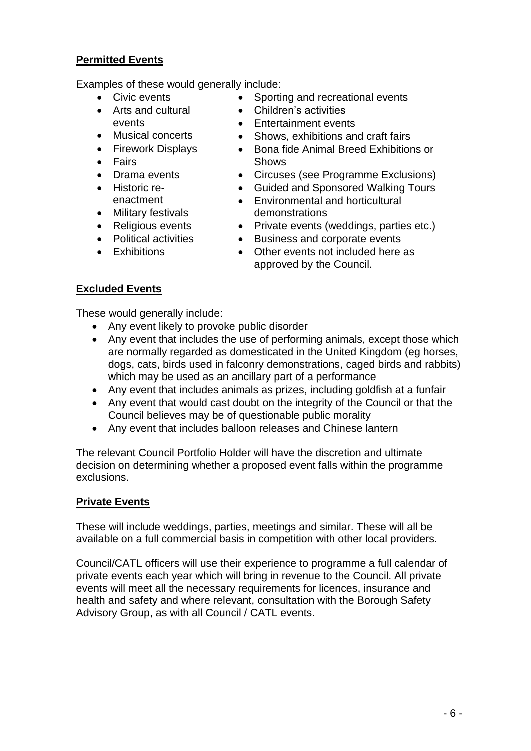**Permitted Events**

Examples of these would generally include:

- Civic events
- Arts and cultural events
- Musical concerts
- Firework Displays
- Fairs
- Drama events
- Historic re-enactment
- Military festivals
- Religious events
- Political activities
- Exhibitions
- Sporting and recreational events
- Children's activities
- Entertainment events
- Shows, exhibitions and craft fairs
- Bona fide Animal Breed Exhibitions or Shows
- Circuses (see Programme Exclusions)
- Guided and Sponsored Walking Tours
- Environmental and horticultural demonstrations
- Private events (weddings, parties etc.)
- Business and corporate events
- Other events not included here as approved by the Council.

**Excluded Events**

These would generally include:

- Any event likely to provoke public disorder
- Any event that includes the use of performing animals, except those which are normally regarded as domesticated in the United Kingdom (eg horses, dogs, cats, birds used in falconry demonstrations, caged birds and rabbits) which may be used as an ancillary part of a performance
- Any event that includes animals as prizes, including goldfish at a funfair
- Any event that would cast doubt on the integrity of the Council or that the Council believes may be of questionable public morality
- Any event that includes balloon releases and Chinese lantern

The relevant Council Portfolio Holder will have the discretion and ultimate decision on determining whether a proposed event falls within the programme exclusions.

**Private Events**

These will include weddings, parties, meetings and similar. These will all be available on a full commercial basis in competition with other local providers.

Council/CATL officers will use their experience to programme a full calendar of private events each year which will bring in revenue to the Council. All private events will meet all the necessary requirements for licences, insurance and health and safety and where relevant, consultation with the Borough Safety Advisory Group, as with all Council / CATL events.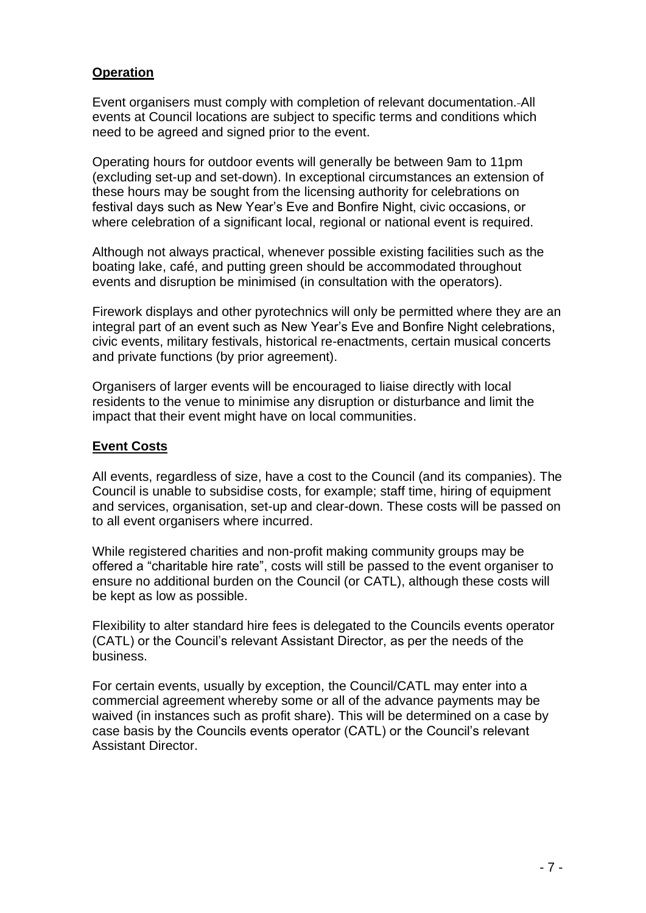## **Operation**

Event organisers must comply with completion of relevant documentation. All events at Council locations are subject to specific terms and conditions which need to be agreed and signed prior to the event.

Operating hours for outdoor events will generally be between 9am to 11pm (excluding set-up and set-down). In exceptional circumstances an extension of these hours may be sought from the licensing authority for celebrations on festival days such as New Year's Eve and Bonfire Night, civic occasions, or where celebration of a significant local, regional or national event is required.

Although not always practical, whenever possible existing facilities such as the boating lake, café, and putting green should be accommodated throughout events and disruption be minimised (in consultation with the operators).

Firework displays and other pyrotechnics will only be permitted where they are an integral part of an event such as New Year's Eve and Bonfire Night celebrations, civic events, military festivals, historical re-enactments, certain musical concerts and private functions (by prior agreement).

Organisers of larger events will be encouraged to liaise directly with local residents to the venue to minimise any disruption or disturbance and limit the impact that their event might have on local communities.

## **Event Costs**

All events, regardless of size, have a cost to the Council (and its companies). The Council is unable to subsidise costs, for example; staff time, hiring of equipment and services, organisation, set-up and clear-down. These costs will be passed on to all event organisers where incurred.

While registered charities and non-profit making community groups may be offered a "charitable hire rate", costs will still be passed to the event organiser to ensure no additional burden on the Council (or CATL), although these costs will be kept as low as possible.

Flexibility to alter standard hire fees is delegated to the Councils events operator (CATL) or the Council's relevant Assistant Director, as per the needs of the business.

For certain events, usually by exception, the Council/CATL may enter into a commercial agreement whereby some or all of the advance payments may be waived (in instances such as profit share). This will be determined on a case by case basis by the Councils events operator (CATL) or the Council's relevant Assistant Director.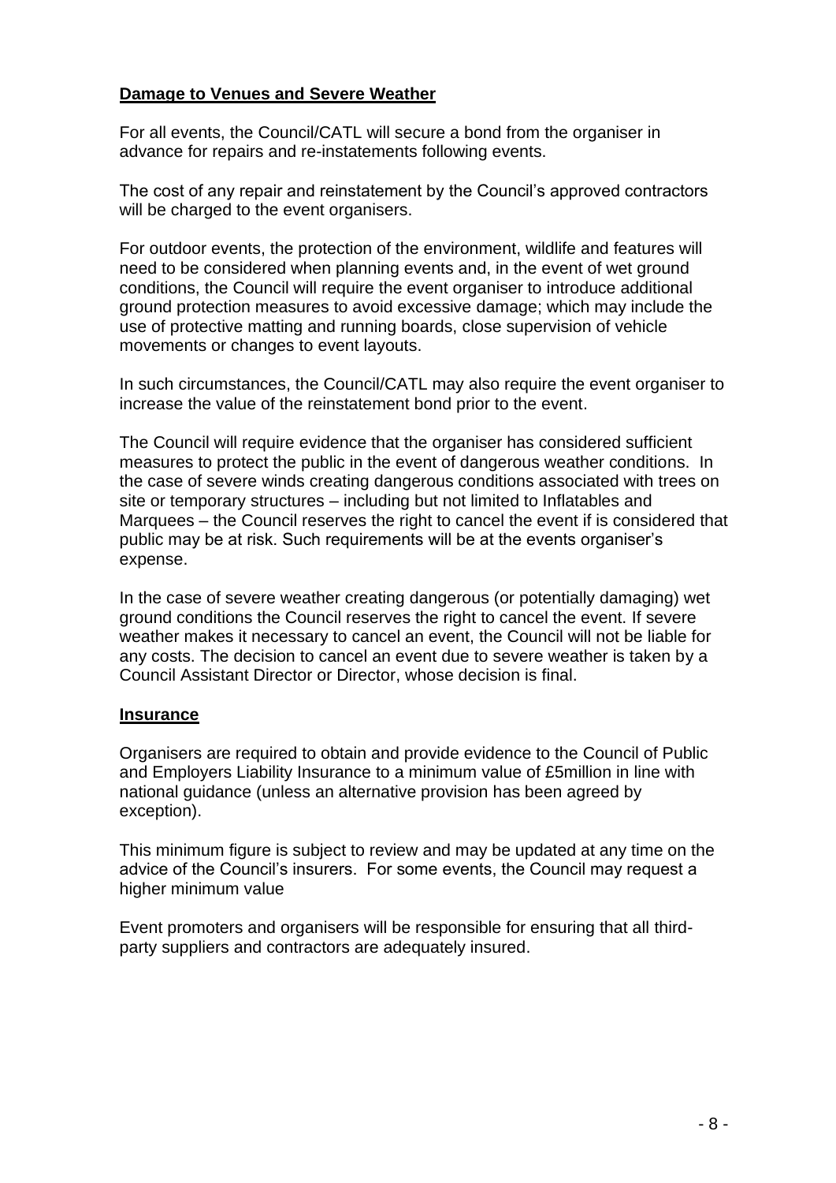## Damage to Venues and Severe Weather

For all events, the Council/CATL will secure a bond from the organiser in advance for repairs and re-instatements following events.

The cost of any repair and reinstatement by the Council's approved contractors will be charged to the event organisers.

For outdoor events, the protection of the environment, wildlife and features will need to be considered when planning events and, in the event of wet ground conditions, the Council will require the event organiser to introduce additional ground protection measures to avoid excessive damage; which may include the use of protective matting and running boards, close supervision of vehicle movements or changes to event layouts.

In such circumstances, the Council/CATL may also require the event organiser to increase the value of the reinstatement bond prior to the event.

The Council will require evidence that the organiser has considered sufficient measures to protect the public in the event of dangerous weather conditions. In the case of severe winds creating dangerous conditions associated with trees on site or temporary structures – including but not limited to Inflatables and Marquees – the Council reserves the right to cancel the event if is considered that public may be at risk. Such requirements will be at the events organiser's expense.

In the case of severe weather creating dangerous (or potentially damaging) wet ground conditions the Council reserves the right to cancel the event. If severe weather makes it necessary to cancel an event, the Council will not be liable for any costs. The decision to cancel an event due to severe weather is taken by a Council Assistant Director or Director, whose decision is final.

## Insurance

Organisers are required to obtain and provide evidence to the Council of Public and Employers Liability Insurance to a minimum value of £5million in line with national guidance (unless an alternative provision has been agreed by exception).

This minimum figure is subject to review and may be updated at any time on the advice of the Council's insurers. For some events, the Council may request a higher minimum value

Event promoters and organisers will be responsible for ensuring that all third-party suppliers and contractors are adequately insured.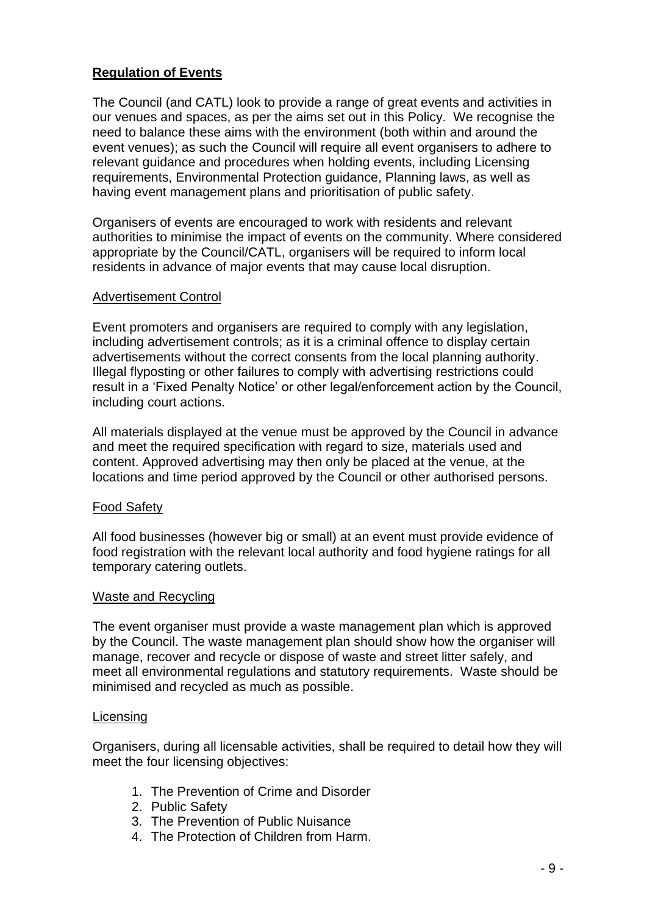## Regulation of Events

The Council (and CATL) look to provide a range of great events and activities in our venues and spaces, as per the aims set out in this Policy. We recognise the need to balance these aims with the environment (both within and around the event venues); as such the Council will require all event organisers to adhere to relevant guidance and procedures when holding events, including Licensing requirements, Environmental Protection guidance, Planning laws, as well as having event management plans and prioritisation of public safety.

Organisers of events are encouraged to work with residents and relevant authorities to minimise the impact of events on the community. Where considered appropriate by the Council/CATL, organisers will be required to inform local residents in advance of major events that may cause local disruption.

### Advertisement Control

Event promoters and organisers are required to comply with any legislation, including advertisement controls; as it is a criminal offence to display certain advertisements without the correct consents from the local planning authority. Illegal flyposting or other failures to comply with advertising restrictions could result in a 'Fixed Penalty Notice' or other legal/enforcement action by the Council, including court actions.

All materials displayed at the venue must be approved by the Council in advance and meet the required specification with regard to size, materials used and content. Approved advertising may then only be placed at the venue, at the locations and time period approved by the Council or other authorised persons.

### Food Safety

All food businesses (however big or small) at an event must provide evidence of food registration with the relevant local authority and food hygiene ratings for all temporary catering outlets.

### Waste and Recycling

The event organiser must provide a waste management plan which is approved by the Council. The waste management plan should show how the organiser will manage, recover and recycle or dispose of waste and street litter safely, and meet all environmental regulations and statutory requirements. Waste should be minimised and recycled as much as possible.

### Licensing

Organisers, during all licensable activities, shall be required to detail how they will meet the four licensing objectives:

1. The Prevention of Crime and Disorder
2. Public Safety
3. The Prevention of Public Nuisance
4. The Protection of Children from Harm.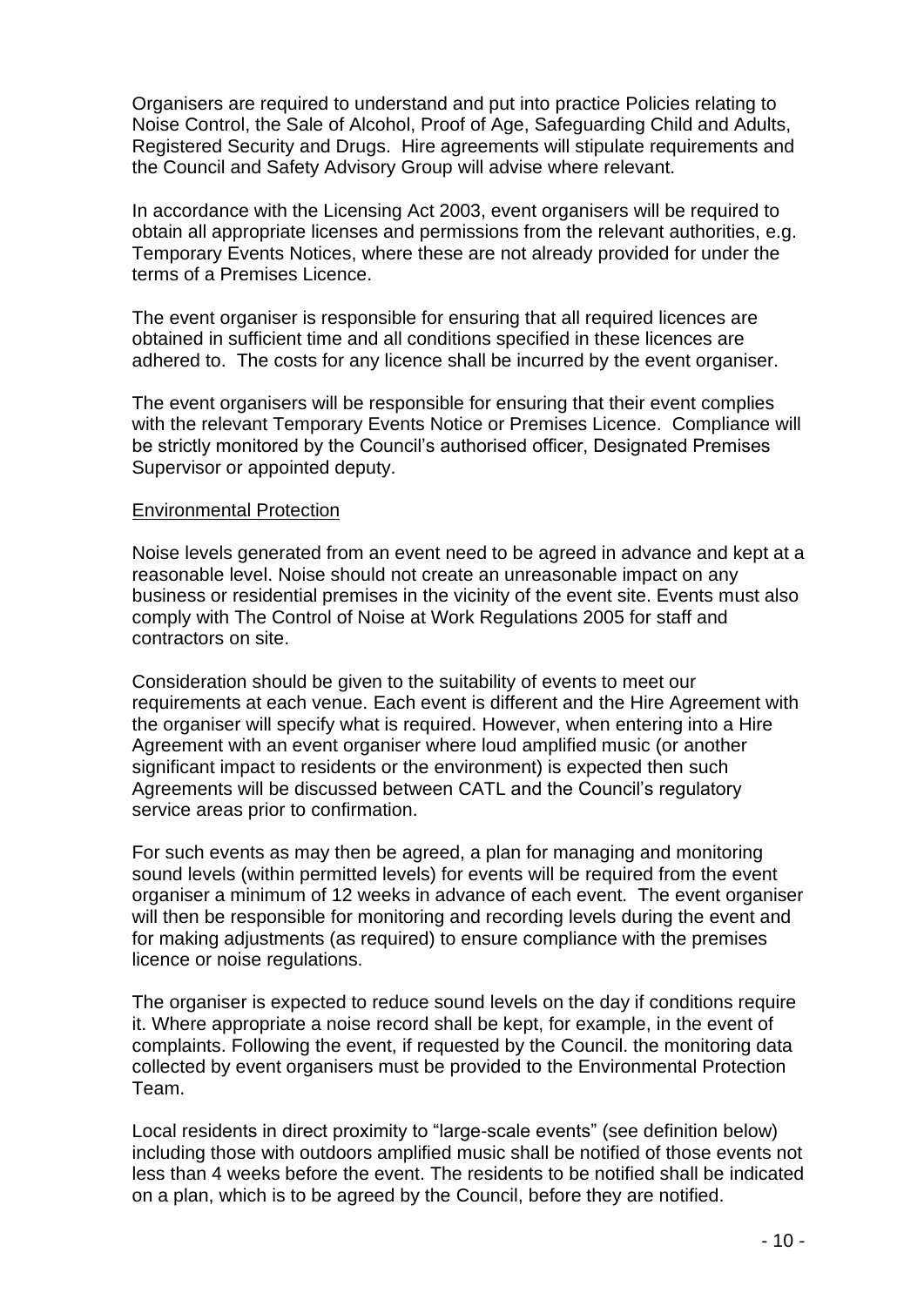Organisers are required to understand and put into practice Policies relating to Noise Control, the Sale of Alcohol, Proof of Age, Safeguarding Child and Adults, Registered Security and Drugs. Hire agreements will stipulate requirements and the Council and Safety Advisory Group will advise where relevant.

In accordance with the Licensing Act 2003, event organisers will be required to obtain all appropriate licenses and permissions from the relevant authorities, e.g. Temporary Events Notices, where these are not already provided for under the terms of a Premises Licence.

The event organiser is responsible for ensuring that all required licences are obtained in sufficient time and all conditions specified in these licences are adhered to. The costs for any licence shall be incurred by the event organiser.

The event organisers will be responsible for ensuring that their event complies with the relevant Temporary Events Notice or Premises Licence. Compliance will be strictly monitored by the Council's authorised officer, Designated Premises Supervisor or appointed deputy.

<u>Environmental Protection</u>

Noise levels generated from an event need to be agreed in advance and kept at a reasonable level. Noise should not create an unreasonable impact on any business or residential premises in the vicinity of the event site. Events must also comply with The Control of Noise at Work Regulations 2005 for staff and contractors on site.

Consideration should be given to the suitability of events to meet our requirements at each venue. Each event is different and the Hire Agreement with the organiser will specify what is required. However, when entering into a Hire Agreement with an event organiser where loud amplified music (or another significant impact to residents or the environment) is expected then such Agreements will be discussed between CATL and the Council's regulatory service areas prior to confirmation.

For such events as may then be agreed, a plan for managing and monitoring sound levels (within permitted levels) for events will be required from the event organiser a minimum of 12 weeks in advance of each event. The event organiser will then be responsible for monitoring and recording levels during the event and for making adjustments (as required) to ensure compliance with the premises licence or noise regulations.

The organiser is expected to reduce sound levels on the day if conditions require it. Where appropriate a noise record shall be kept, for example, in the event of complaints. Following the event, if requested by the Council. the monitoring data collected by event organisers must be provided to the Environmental Protection Team.

Local residents in direct proximity to "large-scale events" (see definition below) including those with outdoors amplified music shall be notified of those events not less than 4 weeks before the event. The residents to be notified shall be indicated on a plan, which is to be agreed by the Council, before they are notified.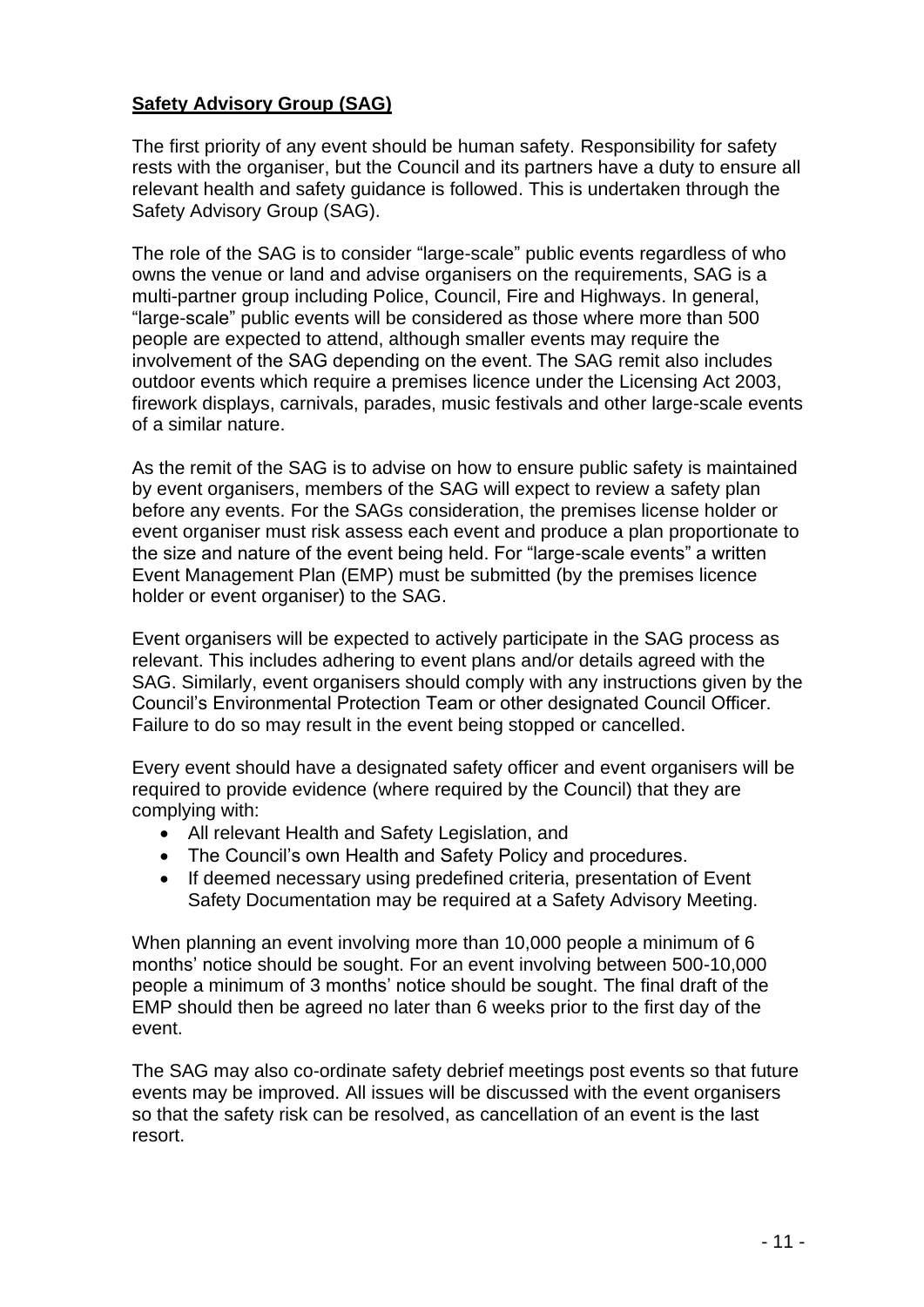## **Safety Advisory Group (SAG)**

The first priority of any event should be human safety. Responsibility for safety rests with the organiser, but the Council and its partners have a duty to ensure all relevant health and safety guidance is followed. This is undertaken through the Safety Advisory Group (SAG).

The role of the SAG is to consider "large-scale" public events regardless of who owns the venue or land and advise organisers on the requirements, SAG is a multi-partner group including Police, Council, Fire and Highways. In general, "large-scale" public events will be considered as those where more than 500 people are expected to attend, although smaller events may require the involvement of the SAG depending on the event. The SAG remit also includes outdoor events which require a premises licence under the Licensing Act 2003, firework displays, carnivals, parades, music festivals and other large-scale events of a similar nature.

As the remit of the SAG is to advise on how to ensure public safety is maintained by event organisers, members of the SAG will expect to review a safety plan before any events. For the SAGs consideration, the premises license holder or event organiser must risk assess each event and produce a plan proportionate to the size and nature of the event being held. For "large-scale events" a written Event Management Plan (EMP) must be submitted (by the premises licence holder or event organiser) to the SAG.

Event organisers will be expected to actively participate in the SAG process as relevant. This includes adhering to event plans and/or details agreed with the SAG. Similarly, event organisers should comply with any instructions given by the Council's Environmental Protection Team or other designated Council Officer. Failure to do so may result in the event being stopped or cancelled.

Every event should have a designated safety officer and event organisers will be required to provide evidence (where required by the Council) that they are complying with:

- All relevant Health and Safety Legislation, and
- The Council's own Health and Safety Policy and procedures.
- If deemed necessary using predefined criteria, presentation of Event Safety Documentation may be required at a Safety Advisory Meeting.

When planning an event involving more than 10,000 people a minimum of 6 months' notice should be sought. For an event involving between 500-10,000 people a minimum of 3 months' notice should be sought. The final draft of the EMP should then be agreed no later than 6 weeks prior to the first day of the event.

The SAG may also co-ordinate safety debrief meetings post events so that future events may be improved. All issues will be discussed with the event organisers so that the safety risk can be resolved, as cancellation of an event is the last resort.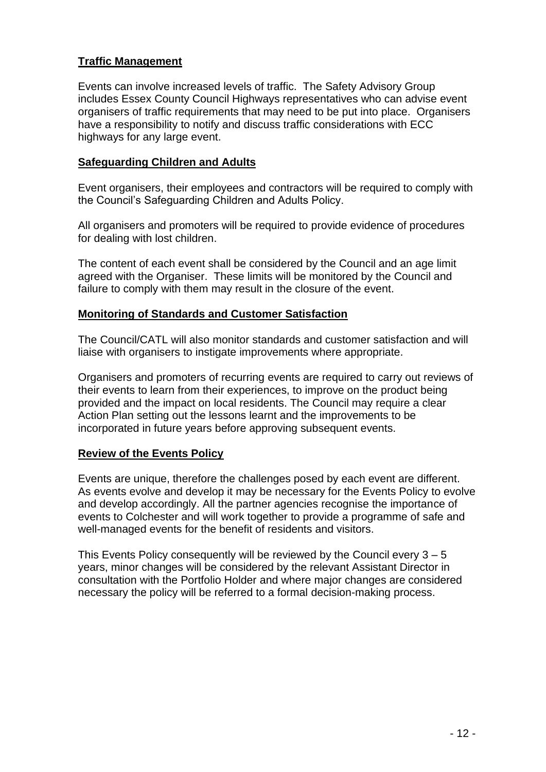## Traffic Management

Events can involve increased levels of traffic. The Safety Advisory Group includes Essex County Council Highways representatives who can advise event organisers of traffic requirements that may need to be put into place. Organisers have a responsibility to notify and discuss traffic considerations with ECC highways for any large event.

## Safeguarding Children and Adults

Event organisers, their employees and contractors will be required to comply with the Council's Safeguarding Children and Adults Policy.

All organisers and promoters will be required to provide evidence of procedures for dealing with lost children.

The content of each event shall be considered by the Council and an age limit agreed with the Organiser. These limits will be monitored by the Council and failure to comply with them may result in the closure of the event.

## Monitoring of Standards and Customer Satisfaction

The Council/CATL will also monitor standards and customer satisfaction and will liaise with organisers to instigate improvements where appropriate.

Organisers and promoters of recurring events are required to carry out reviews of their events to learn from their experiences, to improve on the product being provided and the impact on local residents. The Council may require a clear Action Plan setting out the lessons learnt and the improvements to be incorporated in future years before approving subsequent events.

## Review of the Events Policy

Events are unique, therefore the challenges posed by each event are different. As events evolve and develop it may be necessary for the Events Policy to evolve and develop accordingly. All the partner agencies recognise the importance of events to Colchester and will work together to provide a programme of safe and well-managed events for the benefit of residents and visitors.

This Events Policy consequently will be reviewed by the Council every 3 – 5 years, minor changes will be considered by the relevant Assistant Director in consultation with the Portfolio Holder and where major changes are considered necessary the policy will be referred to a formal decision-making process.